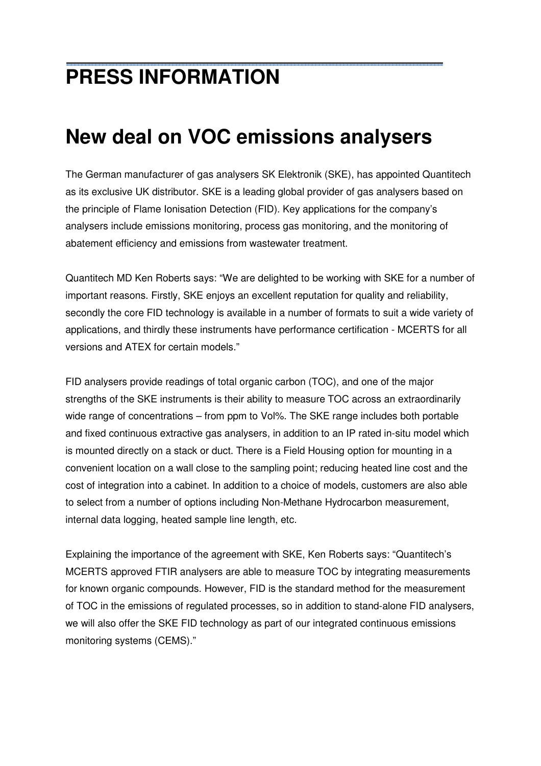# PRESS INFORMATION

## New deal on VOC emissions analysers

The German manufacturer of gas analysers SK Elektronik (SKE), has appointed Quantitech as its exclusive UK distributor. SKE is a leading global provider of gas analysers based on the principle of Flame Ionisation Detection (FID). Key applications for the company's analysers include emissions monitoring, process gas monitoring, and the monitoring of abatement efficiency and emissions from wastewater treatment.

Quantitech MD Ken Roberts says: "We are delighted to be working with SKE for a number of important reasons. Firstly, SKE enjoys an excellent reputation for quality and reliability, secondly the core FID technology is available in a number of formats to suit a wide variety of applications, and thirdly these instruments have performance certification - MCERTS for all versions and ATEX for certain models."

FID analysers provide readings of total organic carbon (TOC), and one of the major strengths of the SKE instruments is their ability to measure TOC across an extraordinarily wide range of concentrations – from ppm to Vol%. The SKE range includes both portable and fixed continuous extractive gas analysers, in addition to an IP rated in-situ model which is mounted directly on a stack or duct. There is a Field Housing option for mounting in a convenient location on a wall close to the sampling point; reducing heated line cost and the cost of integration into a cabinet. In addition to a choice of models, customers are also able to select from a number of options including Non-Methane Hydrocarbon measurement, internal data logging, heated sample line length, etc.

Explaining the importance of the agreement with SKE, Ken Roberts says: "Quantitech's MCERTS approved FTIR analysers are able to measure TOC by integrating measurements for known organic compounds. However, FID is the standard method for the measurement of TOC in the emissions of regulated processes, so in addition to stand-alone FID analysers, we will also offer the SKE FID technology as part of our integrated continuous emissions monitoring systems (CEMS)."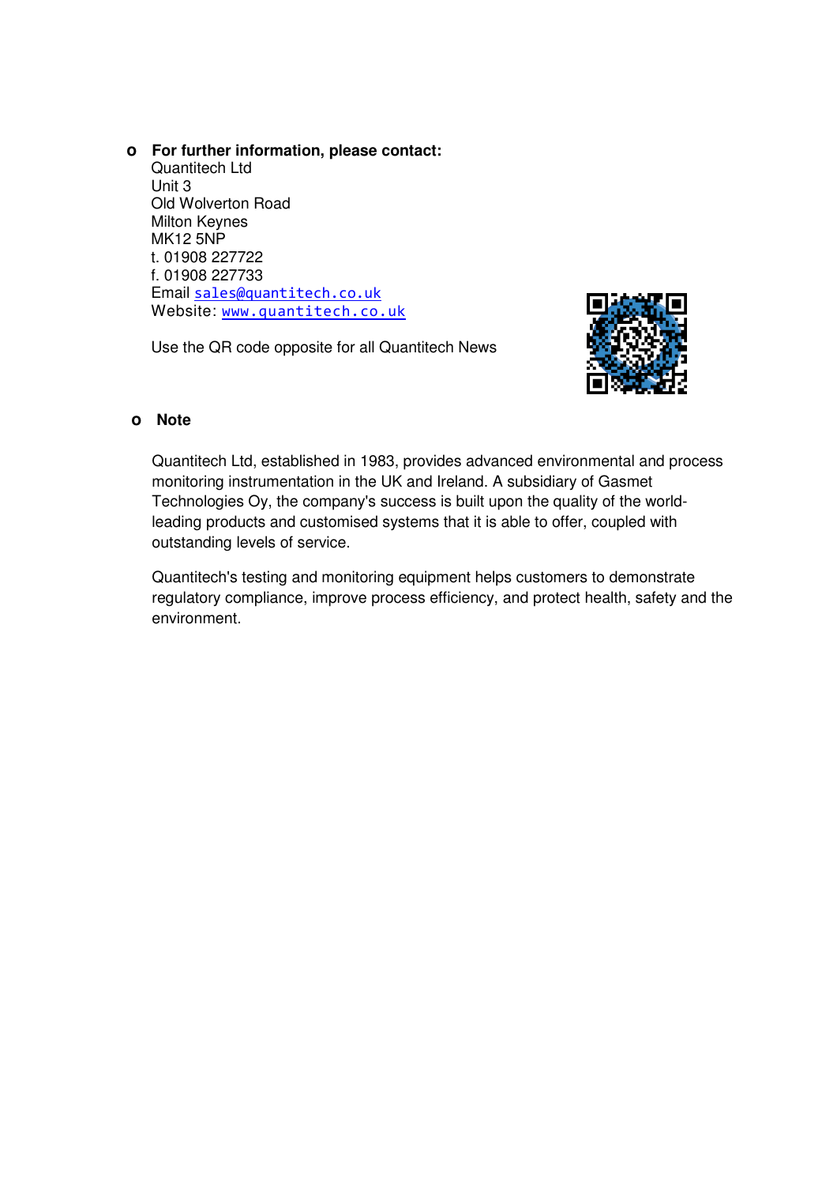- **For further information, please contact:**
  Quantitech Ltd
  Unit 3
  Old Wolverton Road
  Milton Keynes
  MK12 5NP
  t. 01908 227722
  f. 01908 227733
  Email sales@quantitech.co.uk
  Website: www.quantitech.co.uk

  Use the QR code opposite for all Quantitech News

- **Note**

  Quantitech Ltd, established in 1983, provides advanced environmental and process monitoring instrumentation in the UK and Ireland. A subsidiary of Gasmet Technologies Oy, the company's success is built upon the quality of the world-leading products and customised systems that it is able to offer, coupled with outstanding levels of service.

  Quantitech's testing and monitoring equipment helps customers to demonstrate regulatory compliance, improve process efficiency, and protect health, safety and the environment.